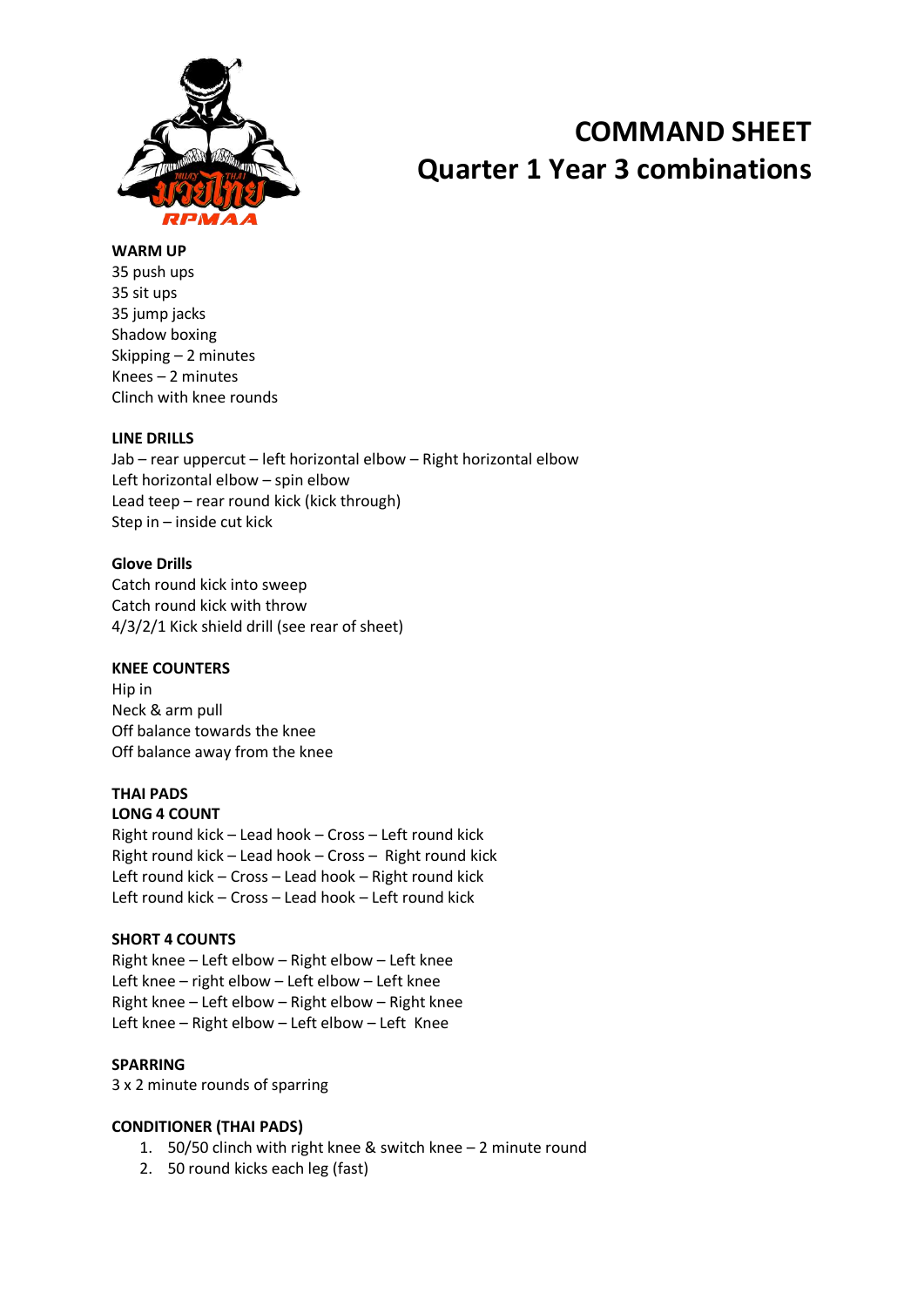# COMMAND SHEET
## Quarter 1 Year 3 combinations

**WARM UP**
35 push ups
35 sit ups
35 jump jacks
Shadow boxing
Skipping – 2 minutes
Knees – 2 minutes
Clinch with knee rounds

**LINE DRILLS**
Jab – rear uppercut – left horizontal elbow – Right horizontal elbow
Left horizontal elbow – spin elbow
Lead teep – rear round kick (kick through)
Step in – inside cut kick

**Glove Drills**
Catch round kick into sweep
Catch round kick with throw
4/3/2/1 Kick shield drill (see rear of sheet)

**KNEE COUNTERS**
Hip in
Neck & arm pull
Off balance towards the knee
Off balance away from the knee

**THAI PADS**
**LONG 4 COUNT**
Right round kick – Lead hook – Cross – Left round kick
Right round kick – Lead hook – Cross – Right round kick
Left round kick – Cross – Lead hook – Right round kick
Left round kick – Cross – Lead hook – Left round kick

**SHORT 4 COUNTS**
Right knee – Left elbow – Right elbow – Left knee
Left knee – right elbow – Left elbow – Left knee
Right knee – Left elbow – Right elbow – Right knee
Left knee – Right elbow – Left elbow – Left Knee

**SPARRING**
3 x 2 minute rounds of sparring

**CONDITIONER (THAI PADS)**
1. 50/50 clinch with right knee & switch knee – 2 minute round
2. 50 round kicks each leg (fast)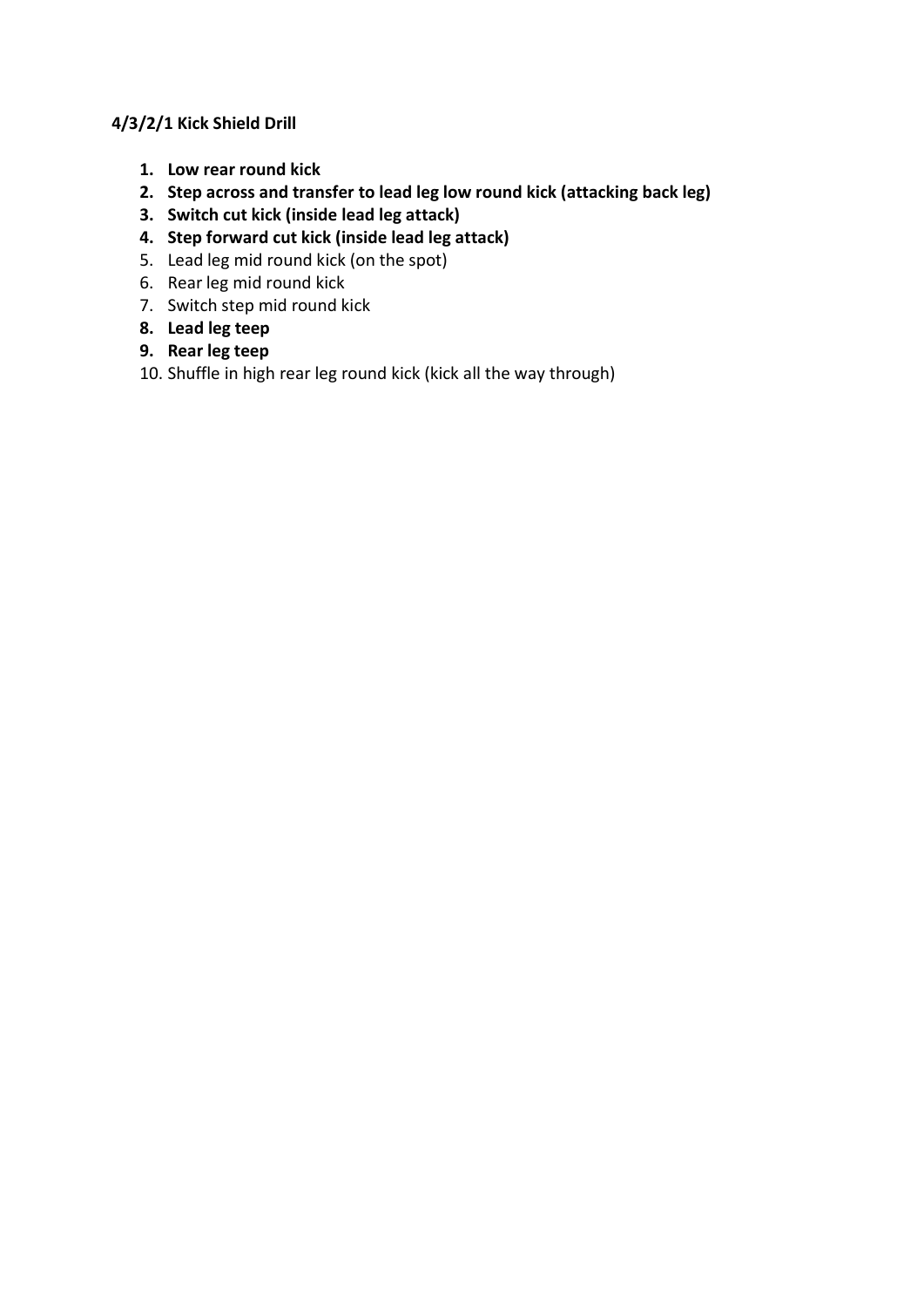**4/3/2/1 Kick Shield Drill**

1. **Low rear round kick**
2. **Step across and transfer to lead leg low round kick (attacking back leg)**
3. **Switch cut kick (inside lead leg attack)**
4. **Step forward cut kick (inside lead leg attack)**
5. Lead leg mid round kick (on the spot)
6. Rear leg mid round kick
7. Switch step mid round kick
8. **Lead leg teep**
9. **Rear leg teep**
10. Shuffle in high rear leg round kick (kick all the way through)